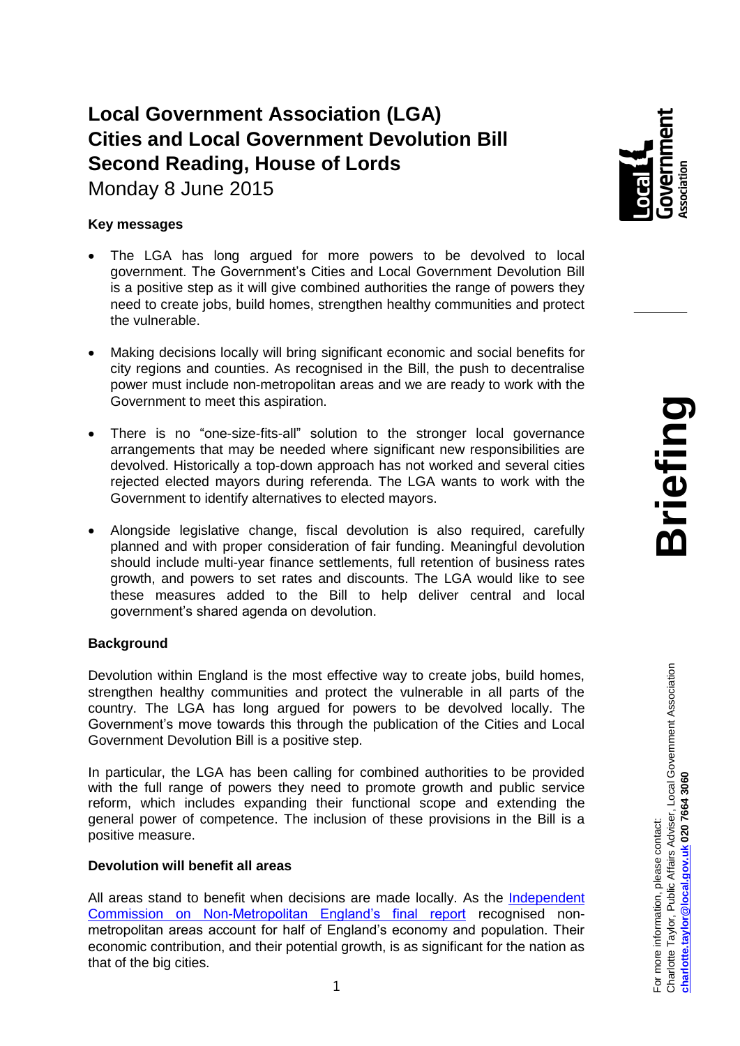# Local Government Association (LGA) Cities and Local Government Devolution Bill Second Reading, House of Lords

Monday 8 June 2015

**Key messages**

- The LGA has long argued for more powers to be devolved to local government. The Government's Cities and Local Government Devolution Bill is a positive step as it will give combined authorities the range of powers they need to create jobs, build homes, strengthen healthy communities and protect the vulnerable.
- Making decisions locally will bring significant economic and social benefits for city regions and counties. As recognised in the Bill, the push to decentralise power must include non-metropolitan areas and we are ready to work with the Government to meet this aspiration.
- There is no "one-size-fits-all" solution to the stronger local governance arrangements that may be needed where significant new responsibilities are devolved. Historically a top-down approach has not worked and several cities rejected elected mayors during referenda. The LGA wants to work with the Government to identify alternatives to elected mayors.
- Alongside legislative change, fiscal devolution is also required, carefully planned and with proper consideration of fair funding. Meaningful devolution should include multi-year finance settlements, full retention of business rates growth, and powers to set rates and discounts. The LGA would like to see these measures added to the Bill to help deliver central and local government's shared agenda on devolution.

**Background**

Devolution within England is the most effective way to create jobs, build homes, strengthen healthy communities and protect the vulnerable in all parts of the country. The LGA has long argued for powers to be devolved locally. The Government's move towards this through the publication of the Cities and Local Government Devolution Bill is a positive step.

In particular, the LGA has been calling for combined authorities to be provided with the full range of powers they need to promote growth and public service reform, which includes expanding their functional scope and extending the general power of competence. The inclusion of these provisions in the Bill is a positive measure.

**Devolution will benefit all areas**

All areas stand to benefit when decisions are made locally. As the Independent Commission on Non-Metropolitan England's final report recognised non-metropolitan areas account for half of England's economy and population. Their economic contribution, and their potential growth, is as significant for the nation as that of the big cities.

For more information, please contact:
Charlotte Taylor, Public Affairs Adviser, Local Government Association
**charlotte.taylor@local.gov.uk 020 7664 3060**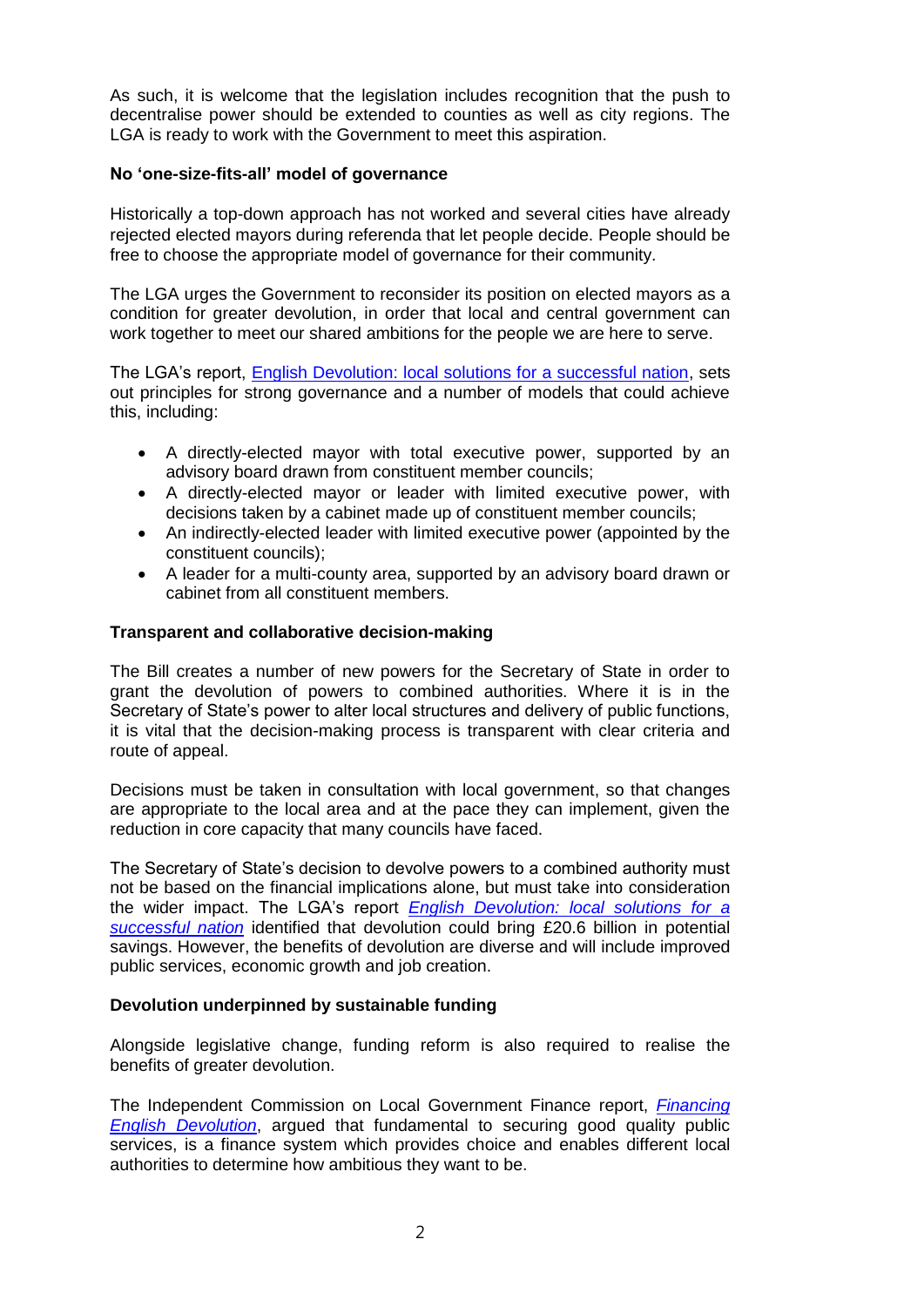As such, it is welcome that the legislation includes recognition that the push to decentralise power should be extended to counties as well as city regions. The LGA is ready to work with the Government to meet this aspiration.

**No 'one-size-fits-all' model of governance**

Historically a top-down approach has not worked and several cities have already rejected elected mayors during referenda that let people decide. People should be free to choose the appropriate model of governance for their community.

The LGA urges the Government to reconsider its position on elected mayors as a condition for greater devolution, in order that local and central government can work together to meet our shared ambitions for the people we are here to serve.

The LGA's report, English Devolution: local solutions for a successful nation, sets out principles for strong governance and a number of models that could achieve this, including:

- A directly-elected mayor with total executive power, supported by an advisory board drawn from constituent member councils;
- A directly-elected mayor or leader with limited executive power, with decisions taken by a cabinet made up of constituent member councils;
- An indirectly-elected leader with limited executive power (appointed by the constituent councils);
- A leader for a multi-county area, supported by an advisory board drawn or cabinet from all constituent members.

**Transparent and collaborative decision-making**

The Bill creates a number of new powers for the Secretary of State in order to grant the devolution of powers to combined authorities. Where it is in the Secretary of State's power to alter local structures and delivery of public functions, it is vital that the decision-making process is transparent with clear criteria and route of appeal.

Decisions must be taken in consultation with local government, so that changes are appropriate to the local area and at the pace they can implement, given the reduction in core capacity that many councils have faced.

The Secretary of State's decision to devolve powers to a combined authority must not be based on the financial implications alone, but must take into consideration the wider impact. The LGA's report *English Devolution: local solutions for a successful nation* identified that devolution could bring £20.6 billion in potential savings. However, the benefits of devolution are diverse and will include improved public services, economic growth and job creation.

**Devolution underpinned by sustainable funding**

Alongside legislative change, funding reform is also required to realise the benefits of greater devolution.

The Independent Commission on Local Government Finance report, *Financing English Devolution*, argued that fundamental to securing good quality public services, is a finance system which provides choice and enables different local authorities to determine how ambitious they want to be.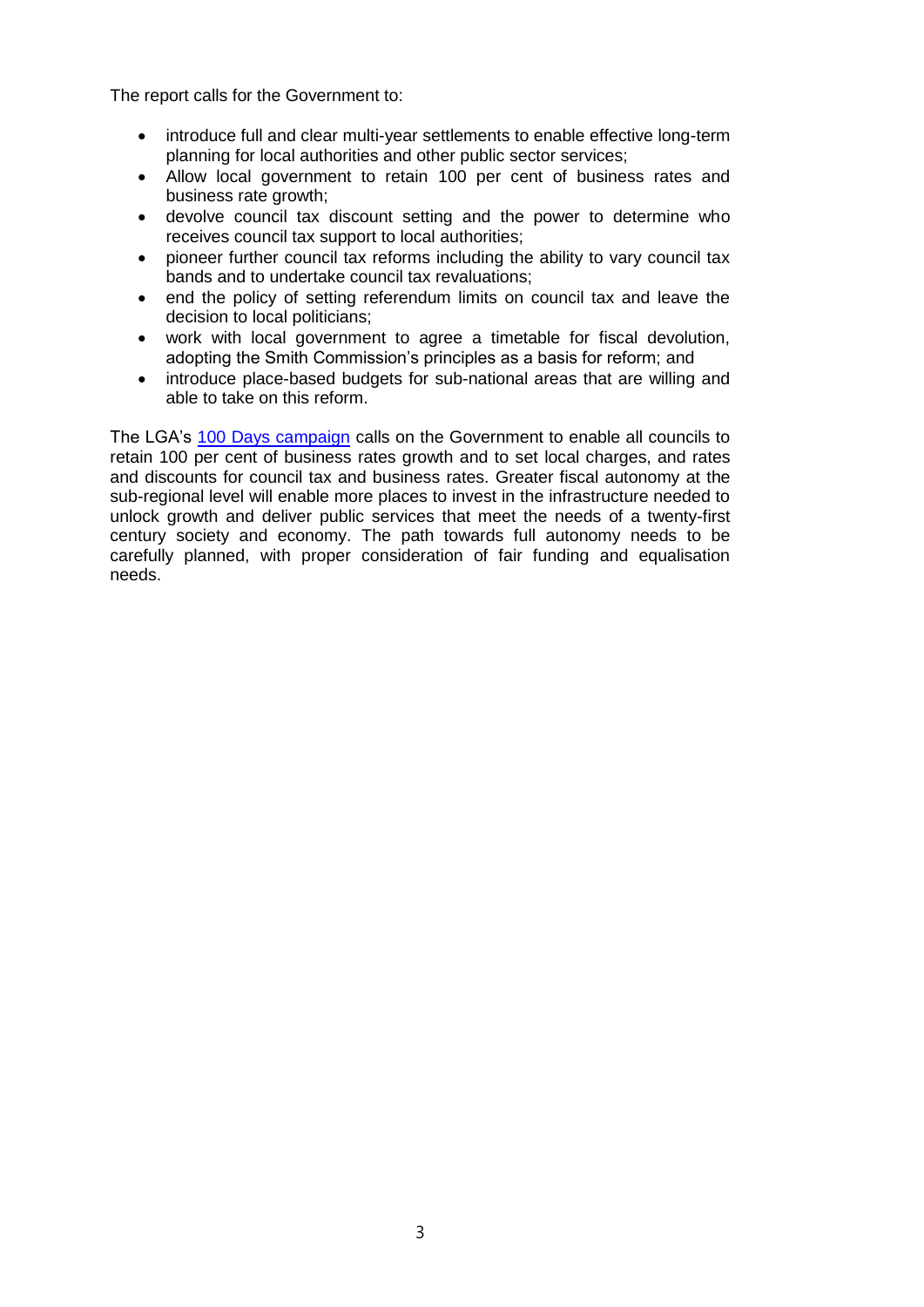The report calls for the Government to:

- introduce full and clear multi-year settlements to enable effective long-term planning for local authorities and other public sector services;
- Allow local government to retain 100 per cent of business rates and business rate growth;
- devolve council tax discount setting and the power to determine who receives council tax support to local authorities;
- pioneer further council tax reforms including the ability to vary council tax bands and to undertake council tax revaluations;
- end the policy of setting referendum limits on council tax and leave the decision to local politicians;
- work with local government to agree a timetable for fiscal devolution, adopting the Smith Commission's principles as a basis for reform; and
- introduce place-based budgets for sub-national areas that are willing and able to take on this reform.

The LGA's 100 Days campaign calls on the Government to enable all councils to retain 100 per cent of business rates growth and to set local charges, and rates and discounts for council tax and business rates. Greater fiscal autonomy at the sub-regional level will enable more places to invest in the infrastructure needed to unlock growth and deliver public services that meet the needs of a twenty-first century society and economy. The path towards full autonomy needs to be carefully planned, with proper consideration of fair funding and equalisation needs.